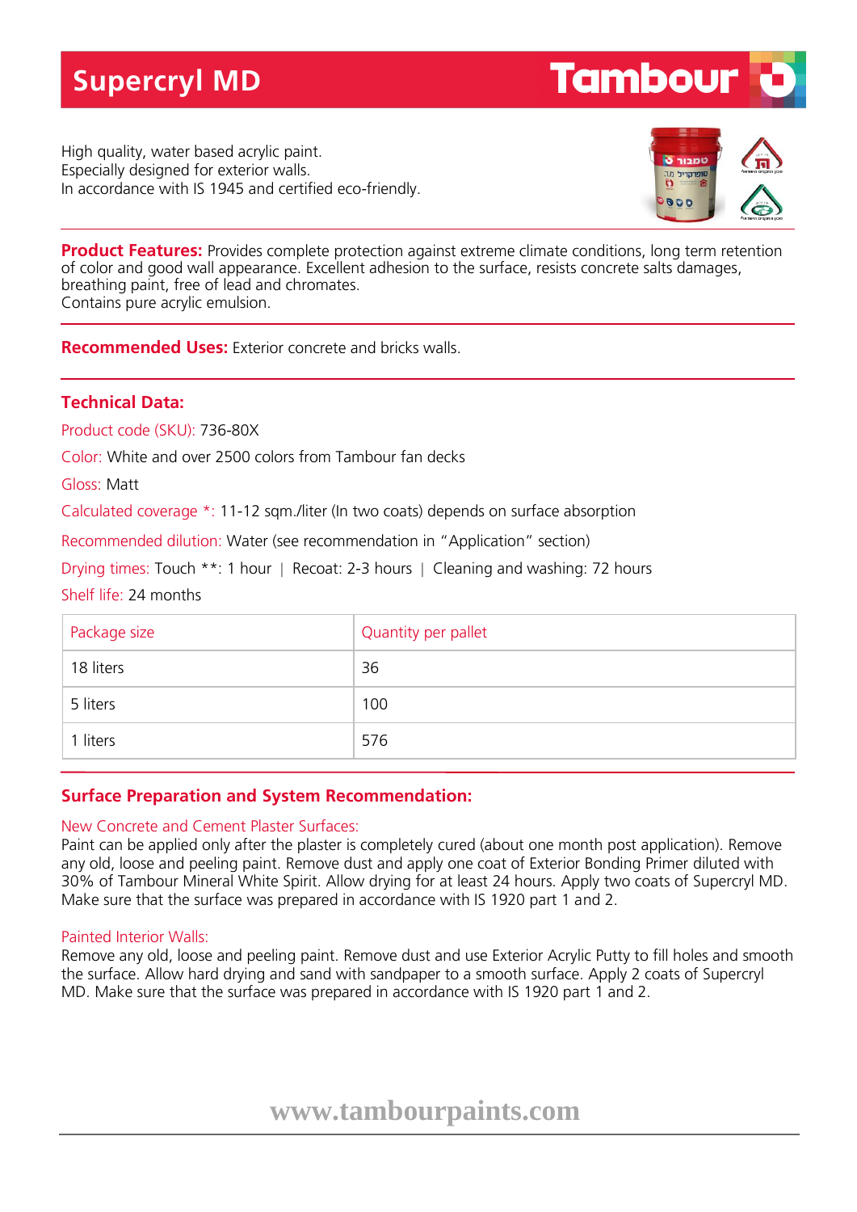# Supercryl MD

Tambour

High quality, water based acrylic paint.
Especially designed for exterior walls.
In accordance with IS 1945 and certified eco-friendly.

**Product Features:** Provides complete protection against extreme climate conditions, long term retention of color and good wall appearance. Excellent adhesion to the surface, resists concrete salts damages, breathing paint, free of lead and chromates.
Contains pure acrylic emulsion.

**Recommended Uses:** Exterior concrete and bricks walls.

## Technical Data:

Product code (SKU): 736-80X

Color: White and over 2500 colors from Tambour fan decks

Gloss: Matt

Calculated coverage *: 11-12 sqm./liter (In two coats) depends on surface absorption

Recommended dilution: Water (see recommendation in "Application" section)

Drying times: Touch **: 1 hour | Recoat: 2-3 hours | Cleaning and washing: 72 hours

Shelf life: 24 months

| Package size | Quantity per pallet |
|---|---|
| 18 liters | 36 |
| 5 liters | 100 |
| 1 liters | 576 |

## Surface Preparation and System Recommendation:

New Concrete and Cement Plaster Surfaces:
Paint can be applied only after the plaster is completely cured (about one month post application). Remove any old, loose and peeling paint. Remove dust and apply one coat of Exterior Bonding Primer diluted with 30% of Tambour Mineral White Spirit. Allow drying for at least 24 hours. Apply two coats of Supercryl MD. Make sure that the surface was prepared in accordance with IS 1920 part 1 and 2.

Painted Interior Walls:
Remove any old, loose and peeling paint. Remove dust and use Exterior Acrylic Putty to fill holes and smooth the surface. Allow hard drying and sand with sandpaper to a smooth surface. Apply 2 coats of Supercryl MD. Make sure that the surface was prepared in accordance with IS 1920 part 1 and 2.

www.tambourpaints.com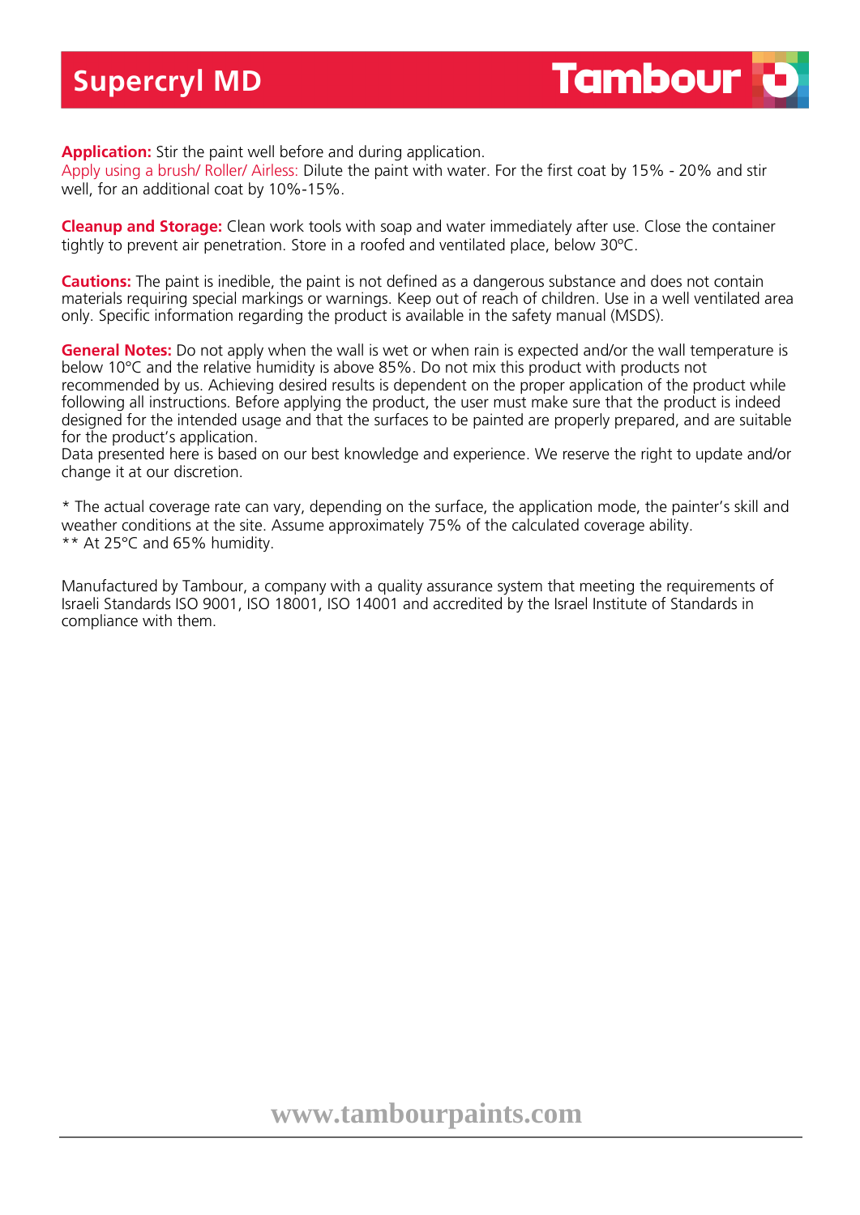**Application:** Stir the paint well before and during application.
Apply using a brush/ Roller/ Airless: Dilute the paint with water. For the first coat by 15% - 20% and stir well, for an additional coat by 10%-15%.

**Cleanup and Storage:** Clean work tools with soap and water immediately after use. Close the container tightly to prevent air penetration. Store in a roofed and ventilated place, below 30ºC.

**Cautions:** The paint is inedible, the paint is not defined as a dangerous substance and does not contain materials requiring special markings or warnings. Keep out of reach of children. Use in a well ventilated area only. Specific information regarding the product is available in the safety manual (MSDS).

**General Notes:** Do not apply when the wall is wet or when rain is expected and/or the wall temperature is below 10°C and the relative humidity is above 85%. Do not mix this product with products not recommended by us. Achieving desired results is dependent on the proper application of the product while following all instructions. Before applying the product, the user must make sure that the product is indeed designed for the intended usage and that the surfaces to be painted are properly prepared, and are suitable for the product's application.
Data presented here is based on our best knowledge and experience. We reserve the right to update and/or change it at our discretion.

* The actual coverage rate can vary, depending on the surface, the application mode, the painter's skill and weather conditions at the site. Assume approximately 75% of the calculated coverage ability.
** At 25°C and 65% humidity.

Manufactured by Tambour, a company with a quality assurance system that meeting the requirements of Israeli Standards ISO 9001, ISO 18001, ISO 14001 and accredited by the Israel Institute of Standards in compliance with them.